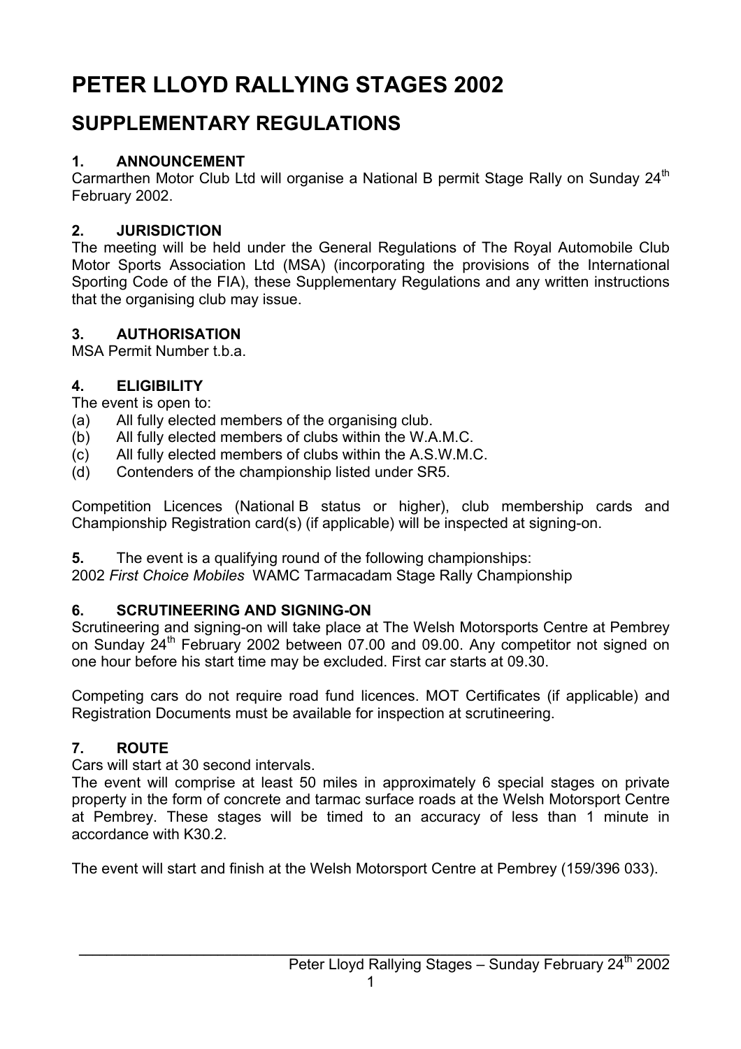# PETER LLOYD RALLYING STAGES 2002

## SUPPLEMENTARY REGULATIONS

### 1. ANNOUNCEMENT

Carmarthen Motor Club Ltd will organise a National B permit Stage Rally on Sunday 24th February 2002.

### 2. JURISDICTION

The meeting will be held under the General Regulations of The Royal Automobile Club Motor Sports Association Ltd (MSA) (incorporating the provisions of the International Sporting Code of the FIA), these Supplementary Regulations and any written instructions that the organising club may issue.

### 3. AUTHORISATION

MSA Permit Number t.b.a.

### 4. ELIGIBILITY

The event is open to:

(a) All fully elected members of the organising club.
(b) All fully elected members of clubs within the W.A.M.C.
(c) All fully elected members of clubs within the A.S.W.M.C.
(d) Contenders of the championship listed under SR5.

Competition Licences (National B status or higher), club membership cards and Championship Registration card(s) (if applicable) will be inspected at signing-on.

**5.** The event is a qualifying round of the following championships:
2002 *First Choice Mobiles* WAMC Tarmacadam Stage Rally Championship

### 6. SCRUTINEERING AND SIGNING-ON

Scrutineering and signing-on will take place at The Welsh Motorsports Centre at Pembrey on Sunday 24th February 2002 between 07.00 and 09.00. Any competitor not signed on one hour before his start time may be excluded. First car starts at 09.30.

Competing cars do not require road fund licences. MOT Certificates (if applicable) and Registration Documents must be available for inspection at scrutineering.

### 7. ROUTE

Cars will start at 30 second intervals.
The event will comprise at least 50 miles in approximately 6 special stages on private property in the form of concrete and tarmac surface roads at the Welsh Motorsport Centre at Pembrey. These stages will be timed to an accuracy of less than 1 minute in accordance with K30.2.

The event will start and finish at the Welsh Motorsport Centre at Pembrey (159/396 033).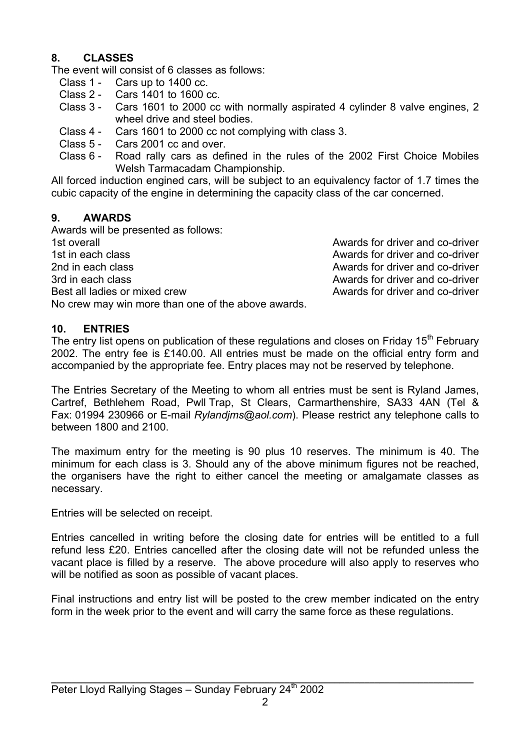## 8. CLASSES

The event will consist of 6 classes as follows:

- Class 1 - Cars up to 1400 cc.
- Class 2 - Cars 1401 to 1600 cc.
- Class 3 - Cars 1601 to 2000 cc with normally aspirated 4 cylinder 8 valve engines, 2 wheel drive and steel bodies.
- Class 4 - Cars 1601 to 2000 cc not complying with class 3.
- Class 5 - Cars 2001 cc and over.
- Class 6 - Road rally cars as defined in the rules of the 2002 First Choice Mobiles Welsh Tarmacadam Championship.

All forced induction engined cars, will be subject to an equivalency factor of 1.7 times the cubic capacity of the engine in determining the capacity class of the car concerned.

## 9. AWARDS

Awards will be presented as follows:

| | |
|---|---|
| 1st overall | Awards for driver and co-driver |
| 1st in each class | Awards for driver and co-driver |
| 2nd in each class | Awards for driver and co-driver |
| 3rd in each class | Awards for driver and co-driver |
| Best all ladies or mixed crew | Awards for driver and co-driver |

No crew may win more than one of the above awards.

## 10. ENTRIES

The entry list opens on publication of these regulations and closes on Friday 15th February 2002. The entry fee is £140.00. All entries must be made on the official entry form and accompanied by the appropriate fee. Entry places may not be reserved by telephone.

The Entries Secretary of the Meeting to whom all entries must be sent is Ryland James, Cartref, Bethlehem Road, Pwll Trap, St Clears, Carmarthenshire, SA33 4AN (Tel & Fax: 01994 230966 or E-mail *Rylandjms@aol.com*). Please restrict any telephone calls to between 1800 and 2100.

The maximum entry for the meeting is 90 plus 10 reserves. The minimum is 40. The minimum for each class is 3. Should any of the above minimum figures not be reached, the organisers have the right to either cancel the meeting or amalgamate classes as necessary.

Entries will be selected on receipt.

Entries cancelled in writing before the closing date for entries will be entitled to a full refund less £20. Entries cancelled after the closing date will not be refunded unless the vacant place is filled by a reserve. The above procedure will also apply to reserves who will be notified as soon as possible of vacant places.

Final instructions and entry list will be posted to the crew member indicated on the entry form in the week prior to the event and will carry the same force as these regulations.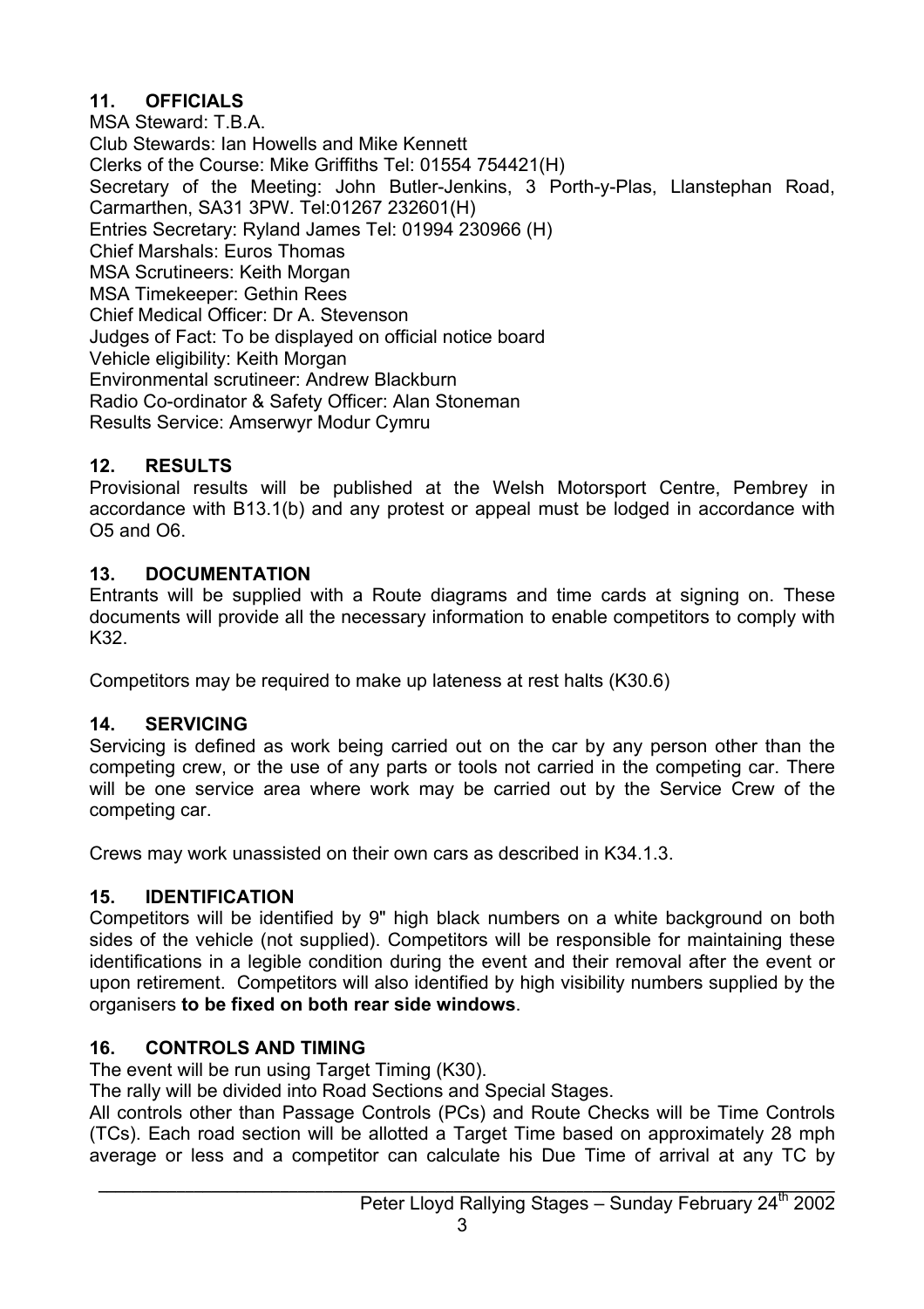## 11. OFFICIALS

MSA Steward: T.B.A.
Club Stewards: Ian Howells and Mike Kennett
Clerks of the Course: Mike Griffiths Tel: 01554 754421(H)
Secretary of the Meeting: John Butler-Jenkins, 3 Porth-y-Plas, Llanstephan Road, Carmarthen, SA31 3PW. Tel:01267 232601(H)
Entries Secretary: Ryland James Tel: 01994 230966 (H)
Chief Marshals: Euros Thomas
MSA Scrutineers: Keith Morgan
MSA Timekeeper: Gethin Rees
Chief Medical Officer: Dr A. Stevenson
Judges of Fact: To be displayed on official notice board
Vehicle eligibility: Keith Morgan
Environmental scrutineer: Andrew Blackburn
Radio Co-ordinator & Safety Officer: Alan Stoneman
Results Service: Amserwyr Modur Cymru

## 12. RESULTS

Provisional results will be published at the Welsh Motorsport Centre, Pembrey in accordance with B13.1(b) and any protest or appeal must be lodged in accordance with O5 and O6.

## 13. DOCUMENTATION

Entrants will be supplied with a Route diagrams and time cards at signing on. These documents will provide all the necessary information to enable competitors to comply with K32.

Competitors may be required to make up lateness at rest halts (K30.6)

## 14. SERVICING

Servicing is defined as work being carried out on the car by any person other than the competing crew, or the use of any parts or tools not carried in the competing car. There will be one service area where work may be carried out by the Service Crew of the competing car.

Crews may work unassisted on their own cars as described in K34.1.3.

## 15. IDENTIFICATION

Competitors will be identified by 9" high black numbers on a white background on both sides of the vehicle (not supplied). Competitors will be responsible for maintaining these identifications in a legible condition during the event and their removal after the event or upon retirement. Competitors will also identified by high visibility numbers supplied by the organisers **to be fixed on both rear side windows**.

## 16. CONTROLS AND TIMING

The event will be run using Target Timing (K30).
The rally will be divided into Road Sections and Special Stages.
All controls other than Passage Controls (PCs) and Route Checks will be Time Controls (TCs). Each road section will be allotted a Target Time based on approximately 28 mph average or less and a competitor can calculate his Due Time of arrival at any TC by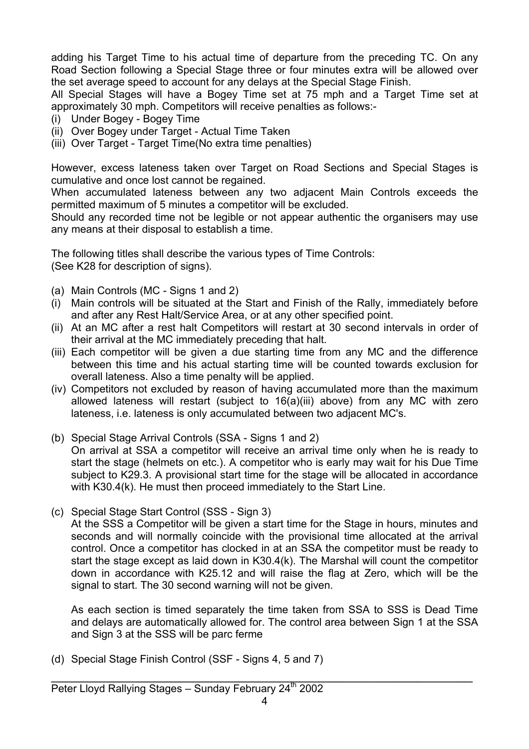adding his Target Time to his actual time of departure from the preceding TC. On any Road Section following a Special Stage three or four minutes extra will be allowed over the set average speed to account for any delays at the Special Stage Finish.

All Special Stages will have a Bogey Time set at 75 mph and a Target Time set at approximately 30 mph. Competitors will receive penalties as follows:-

(i) Under Bogey - Bogey Time
(ii) Over Bogey under Target - Actual Time Taken
(iii) Over Target - Target Time(No extra time penalties)

However, excess lateness taken over Target on Road Sections and Special Stages is cumulative and once lost cannot be regained.

When accumulated lateness between any two adjacent Main Controls exceeds the permitted maximum of 5 minutes a competitor will be excluded.

Should any recorded time not be legible or not appear authentic the organisers may use any means at their disposal to establish a time.

The following titles shall describe the various types of Time Controls:
(See K28 for description of signs).

(a) Main Controls (MC - Signs 1 and 2)

(i) Main controls will be situated at the Start and Finish of the Rally, immediately before and after any Rest Halt/Service Area, or at any other specified point.
(ii) At an MC after a rest halt Competitors will restart at 30 second intervals in order of their arrival at the MC immediately preceding that halt.
(iii) Each competitor will be given a due starting time from any MC and the difference between this time and his actual starting time will be counted towards exclusion for overall lateness. Also a time penalty will be applied.
(iv) Competitors not excluded by reason of having accumulated more than the maximum allowed lateness will restart (subject to 16(a)(iii) above) from any MC with zero lateness, i.e. lateness is only accumulated between two adjacent MC's.

(b) Special Stage Arrival Controls (SSA - Signs 1 and 2)

On arrival at SSA a competitor will receive an arrival time only when he is ready to start the stage (helmets on etc.). A competitor who is early may wait for his Due Time subject to K29.3. A provisional start time for the stage will be allocated in accordance with K30.4(k). He must then proceed immediately to the Start Line.

(c) Special Stage Start Control (SSS - Sign 3)

At the SSS a Competitor will be given a start time for the Stage in hours, minutes and seconds and will normally coincide with the provisional time allocated at the arrival control. Once a competitor has clocked in at an SSA the competitor must be ready to start the stage except as laid down in K30.4(k). The Marshal will count the competitor down in accordance with K25.12 and will raise the flag at Zero, which will be the signal to start. The 30 second warning will not be given.

As each section is timed separately the time taken from SSA to SSS is Dead Time and delays are automatically allowed for. The control area between Sign 1 at the SSA and Sign 3 at the SSS will be parc ferme

(d) Special Stage Finish Control (SSF - Signs 4, 5 and 7)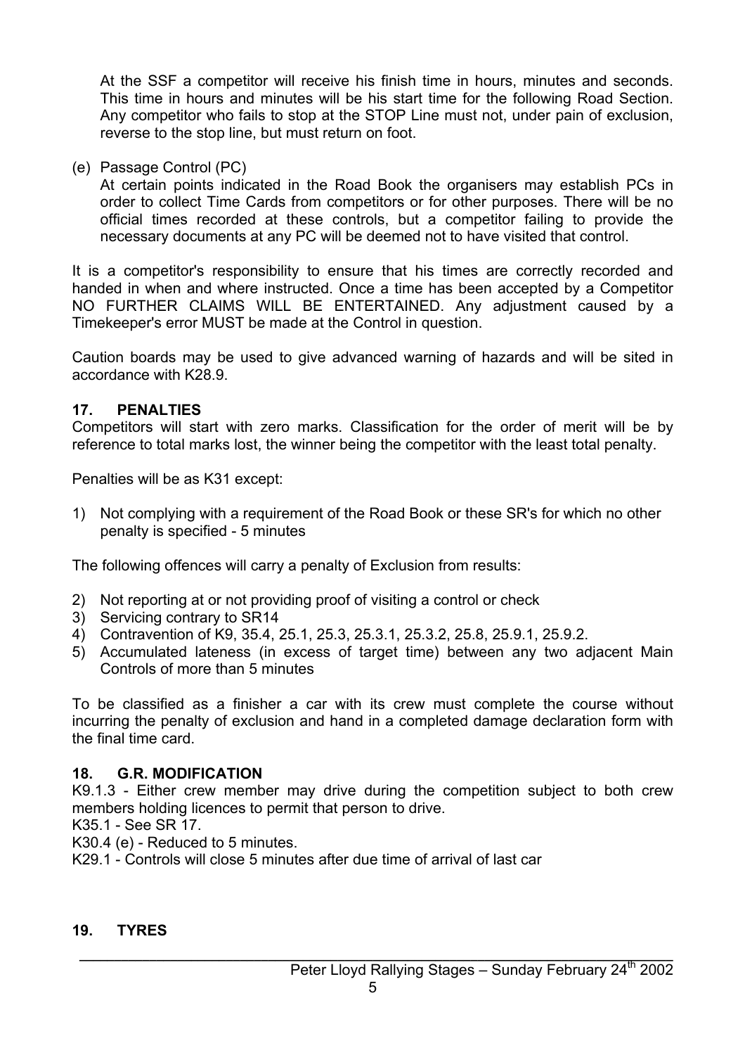At the SSF a competitor will receive his finish time in hours, minutes and seconds. This time in hours and minutes will be his start time for the following Road Section. Any competitor who fails to stop at the STOP Line must not, under pain of exclusion, reverse to the stop line, but must return on foot.

(e) Passage Control (PC)
At certain points indicated in the Road Book the organisers may establish PCs in order to collect Time Cards from competitors or for other purposes. There will be no official times recorded at these controls, but a competitor failing to provide the necessary documents at any PC will be deemed not to have visited that control.

It is a competitor's responsibility to ensure that his times are correctly recorded and handed in when and where instructed. Once a time has been accepted by a Competitor NO FURTHER CLAIMS WILL BE ENTERTAINED. Any adjustment caused by a Timekeeper's error MUST be made at the Control in question.

Caution boards may be used to give advanced warning of hazards and will be sited in accordance with K28.9.

## 17. PENALTIES

Competitors will start with zero marks. Classification for the order of merit will be by reference to total marks lost, the winner being the competitor with the least total penalty.

Penalties will be as K31 except:

1) Not complying with a requirement of the Road Book or these SR's for which no other penalty is specified - 5 minutes

The following offences will carry a penalty of Exclusion from results:

2) Not reporting at or not providing proof of visiting a control or check
3) Servicing contrary to SR14
4) Contravention of K9, 35.4, 25.1, 25.3, 25.3.1, 25.3.2, 25.8, 25.9.1, 25.9.2.
5) Accumulated lateness (in excess of target time) between any two adjacent Main Controls of more than 5 minutes

To be classified as a finisher a car with its crew must complete the course without incurring the penalty of exclusion and hand in a completed damage declaration form with the final time card.

## 18. G.R. MODIFICATION

K9.1.3 - Either crew member may drive during the competition subject to both crew members holding licences to permit that person to drive.
K35.1 - See SR 17.
K30.4 (e) - Reduced to 5 minutes.
K29.1 - Controls will close 5 minutes after due time of arrival of last car

## 19. TYRES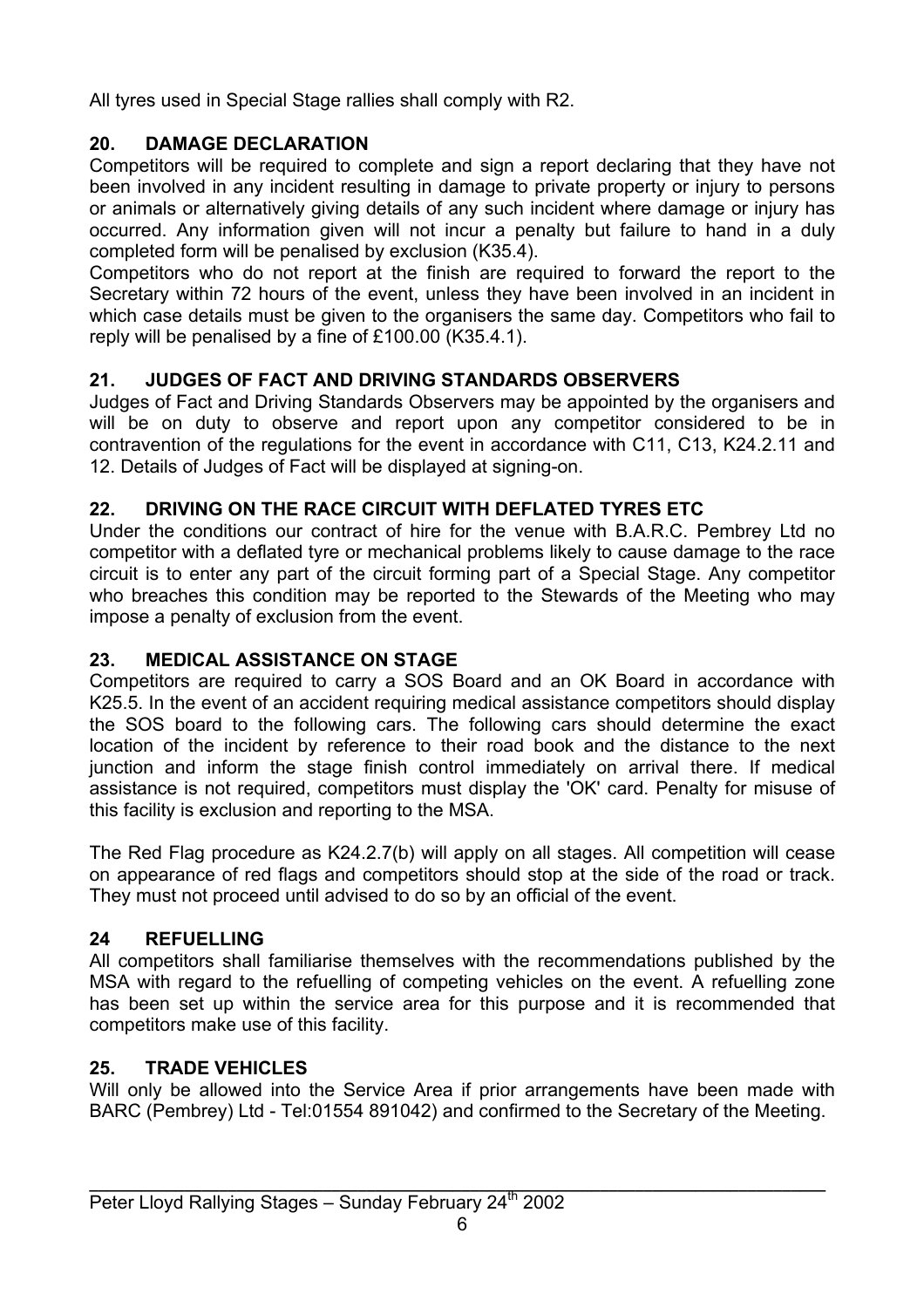All tyres used in Special Stage rallies shall comply with R2.

## 20. DAMAGE DECLARATION

Competitors will be required to complete and sign a report declaring that they have not been involved in any incident resulting in damage to private property or injury to persons or animals or alternatively giving details of any such incident where damage or injury has occurred. Any information given will not incur a penalty but failure to hand in a duly completed form will be penalised by exclusion (K35.4).

Competitors who do not report at the finish are required to forward the report to the Secretary within 72 hours of the event, unless they have been involved in an incident in which case details must be given to the organisers the same day. Competitors who fail to reply will be penalised by a fine of £100.00 (K35.4.1).

## 21. JUDGES OF FACT AND DRIVING STANDARDS OBSERVERS

Judges of Fact and Driving Standards Observers may be appointed by the organisers and will be on duty to observe and report upon any competitor considered to be in contravention of the regulations for the event in accordance with C11, C13, K24.2.11 and 12. Details of Judges of Fact will be displayed at signing-on.

## 22. DRIVING ON THE RACE CIRCUIT WITH DEFLATED TYRES ETC

Under the conditions our contract of hire for the venue with B.A.R.C. Pembrey Ltd no competitor with a deflated tyre or mechanical problems likely to cause damage to the race circuit is to enter any part of the circuit forming part of a Special Stage. Any competitor who breaches this condition may be reported to the Stewards of the Meeting who may impose a penalty of exclusion from the event.

## 23. MEDICAL ASSISTANCE ON STAGE

Competitors are required to carry a SOS Board and an OK Board in accordance with K25.5. In the event of an accident requiring medical assistance competitors should display the SOS board to the following cars. The following cars should determine the exact location of the incident by reference to their road book and the distance to the next junction and inform the stage finish control immediately on arrival there. If medical assistance is not required, competitors must display the 'OK' card. Penalty for misuse of this facility is exclusion and reporting to the MSA.

The Red Flag procedure as K24.2.7(b) will apply on all stages. All competition will cease on appearance of red flags and competitors should stop at the side of the road or track. They must not proceed until advised to do so by an official of the event.

## 24 REFUELLING

All competitors shall familiarise themselves with the recommendations published by the MSA with regard to the refuelling of competing vehicles on the event. A refuelling zone has been set up within the service area for this purpose and it is recommended that competitors make use of this facility.

## 25. TRADE VEHICLES

Will only be allowed into the Service Area if prior arrangements have been made with BARC (Pembrey) Ltd - Tel:01554 891042) and confirmed to the Secretary of the Meeting.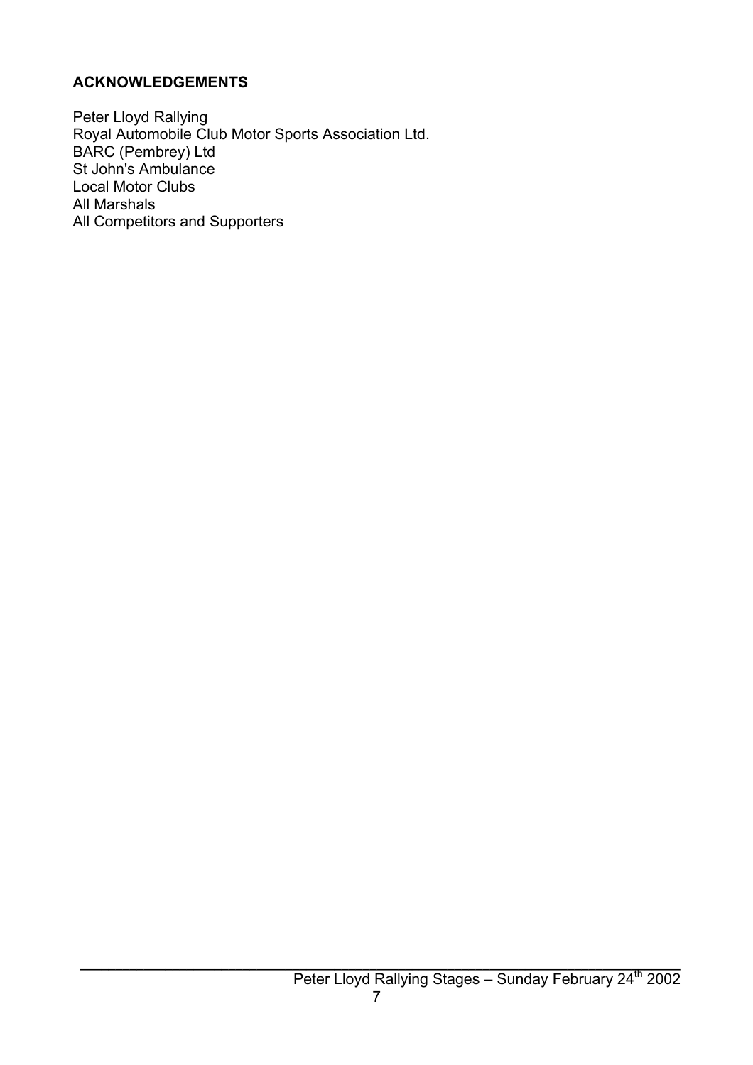**ACKNOWLEDGEMENTS**

Peter Lloyd Rallying
Royal Automobile Club Motor Sports Association Ltd.
BARC (Pembrey) Ltd
St John's Ambulance
Local Motor Clubs
All Marshals
All Competitors and Supporters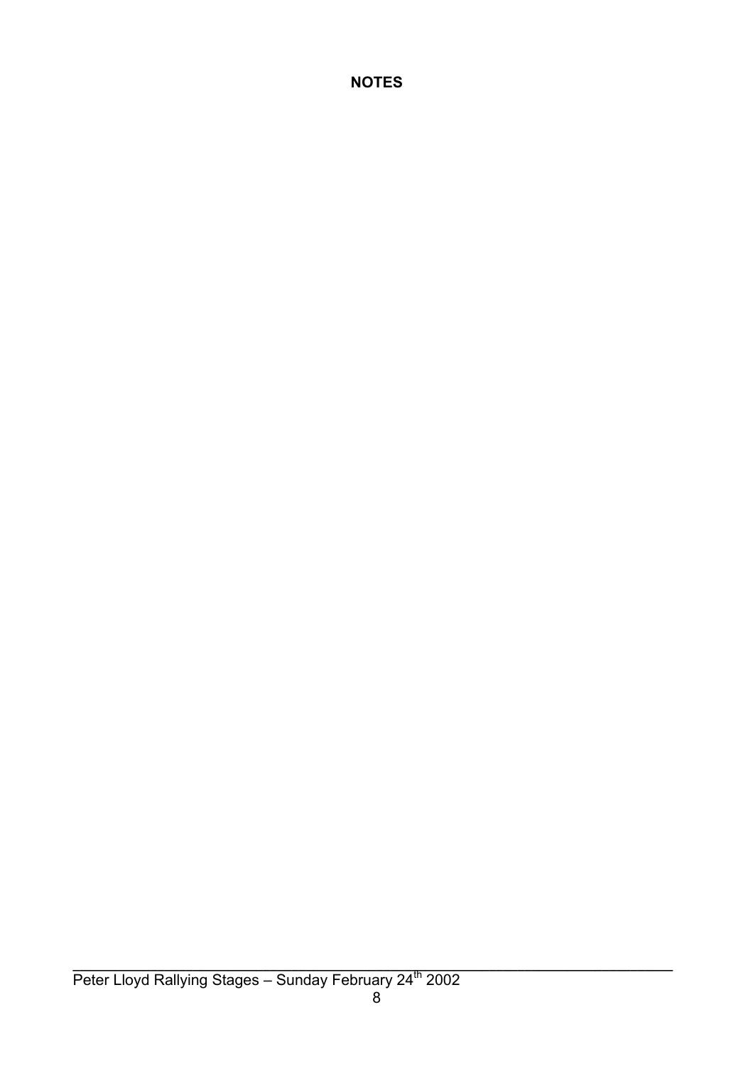**NOTES**